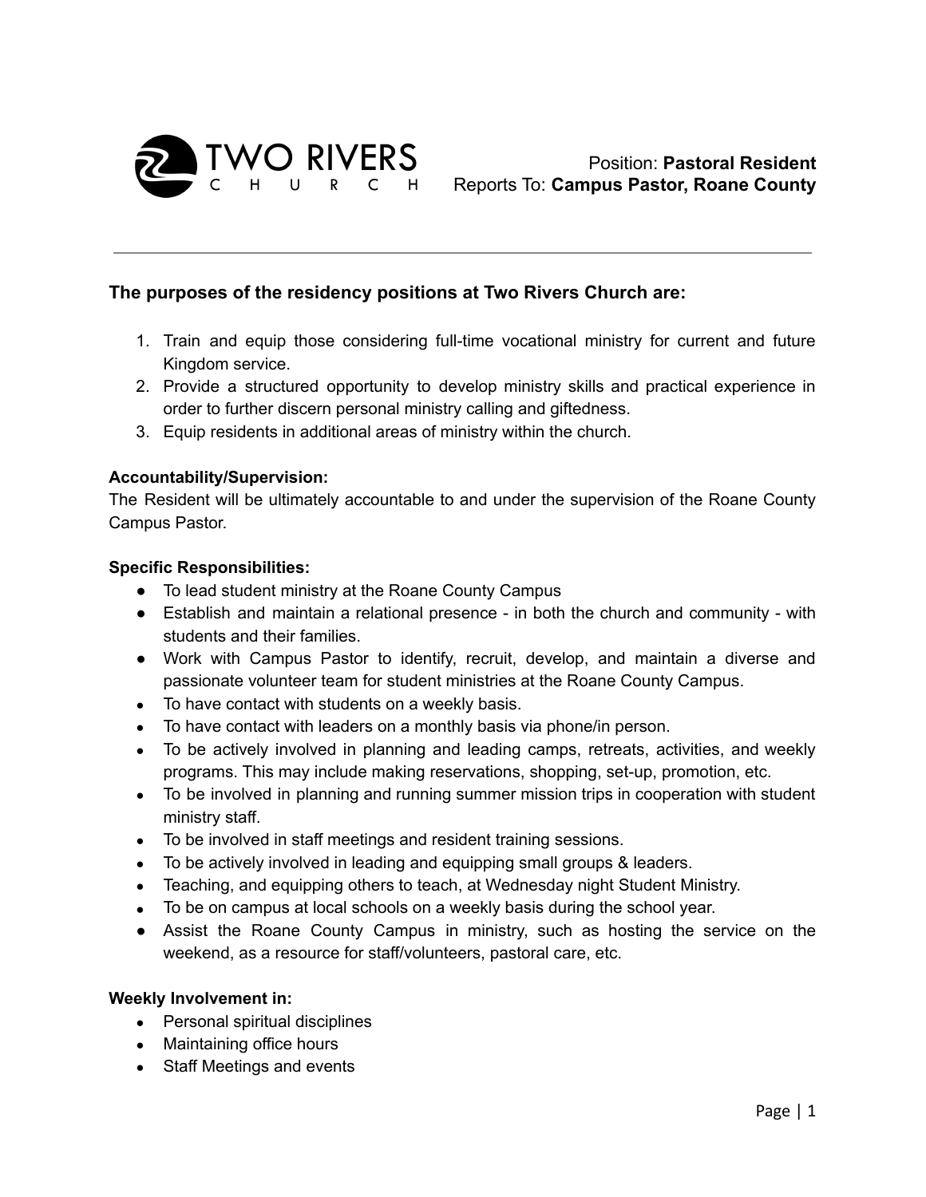TWO RIVERS CHURCH

Position: **Pastoral Resident**
Reports To: **Campus Pastor, Roane County**

---

### The purposes of the residency positions at Two Rivers Church are:

1. Train and equip those considering full-time vocational ministry for current and future Kingdom service.
2. Provide a structured opportunity to develop ministry skills and practical experience in order to further discern personal ministry calling and giftedness.
3. Equip residents in additional areas of ministry within the church.

**Accountability/Supervision:**
The Resident will be ultimately accountable to and under the supervision of the Roane County Campus Pastor.

**Specific Responsibilities:**

- To lead student ministry at the Roane County Campus
- Establish and maintain a relational presence - in both the church and community - with students and their families.
- Work with Campus Pastor to identify, recruit, develop, and maintain a diverse and passionate volunteer team for student ministries at the Roane County Campus.
- To have contact with students on a weekly basis.
- To have contact with leaders on a monthly basis via phone/in person.
- To be actively involved in planning and leading camps, retreats, activities, and weekly programs. This may include making reservations, shopping, set-up, promotion, etc.
- To be involved in planning and running summer mission trips in cooperation with student ministry staff.
- To be involved in staff meetings and resident training sessions.
- To be actively involved in leading and equipping small groups & leaders.
- Teaching, and equipping others to teach, at Wednesday night Student Ministry.
- To be on campus at local schools on a weekly basis during the school year.
- Assist the Roane County Campus in ministry, such as hosting the service on the weekend, as a resource for staff/volunteers, pastoral care, etc.

**Weekly Involvement in:**

- Personal spiritual disciplines
- Maintaining office hours
- Staff Meetings and events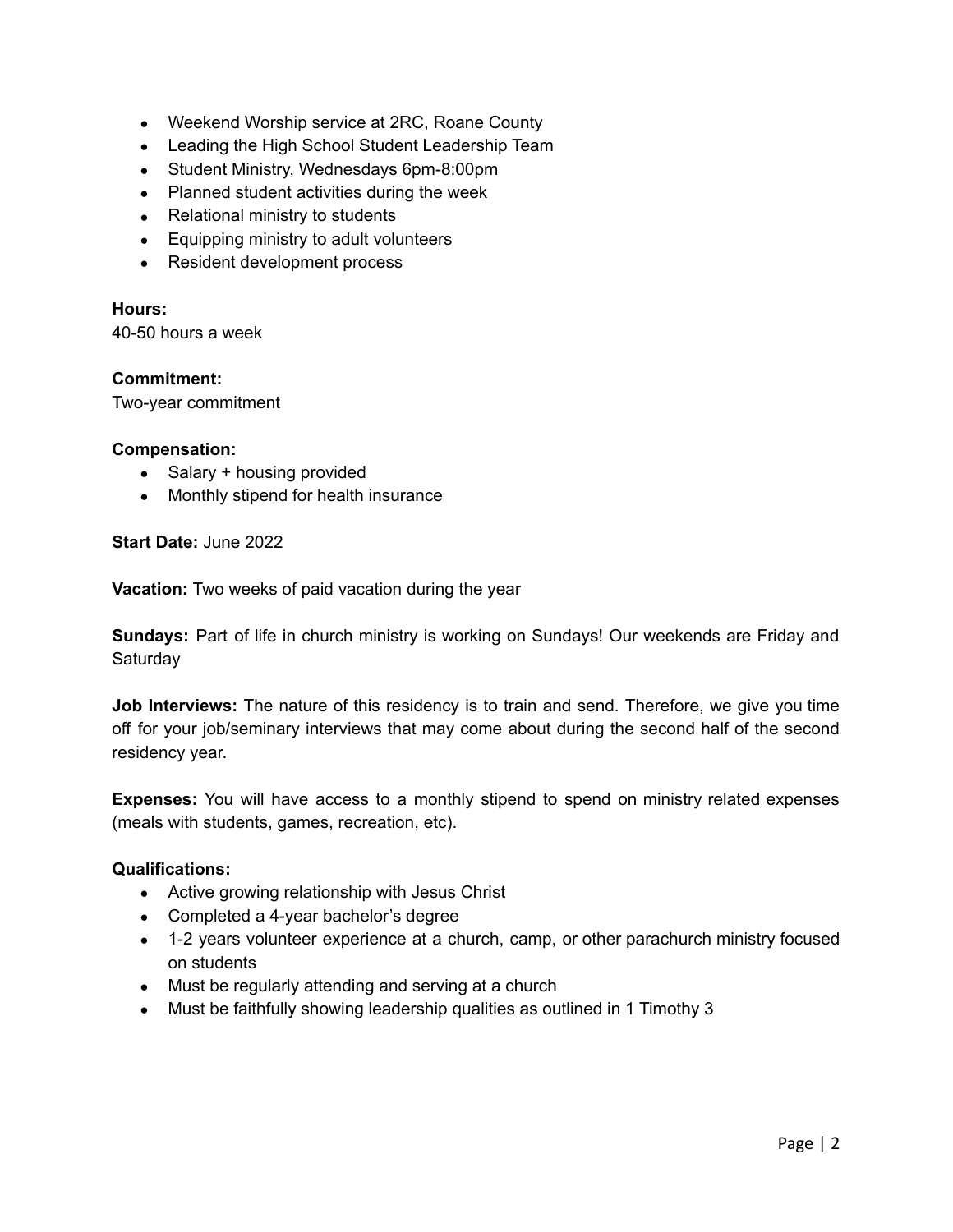- Weekend Worship service at 2RC, Roane County
- Leading the High School Student Leadership Team
- Student Ministry, Wednesdays 6pm-8:00pm
- Planned student activities during the week
- Relational ministry to students
- Equipping ministry to adult volunteers
- Resident development process

**Hours:**
40-50 hours a week

**Commitment:**
Two-year commitment

**Compensation:**

- Salary + housing provided
- Monthly stipend for health insurance

**Start Date:** June 2022

**Vacation:** Two weeks of paid vacation during the year

**Sundays:** Part of life in church ministry is working on Sundays! Our weekends are Friday and Saturday

**Job Interviews:** The nature of this residency is to train and send. Therefore, we give you time off for your job/seminary interviews that may come about during the second half of the second residency year.

**Expenses:** You will have access to a monthly stipend to spend on ministry related expenses (meals with students, games, recreation, etc).

**Qualifications:**

- Active growing relationship with Jesus Christ
- Completed a 4-year bachelor's degree
- 1-2 years volunteer experience at a church, camp, or other parachurch ministry focused on students
- Must be regularly attending and serving at a church
- Must be faithfully showing leadership qualities as outlined in 1 Timothy 3